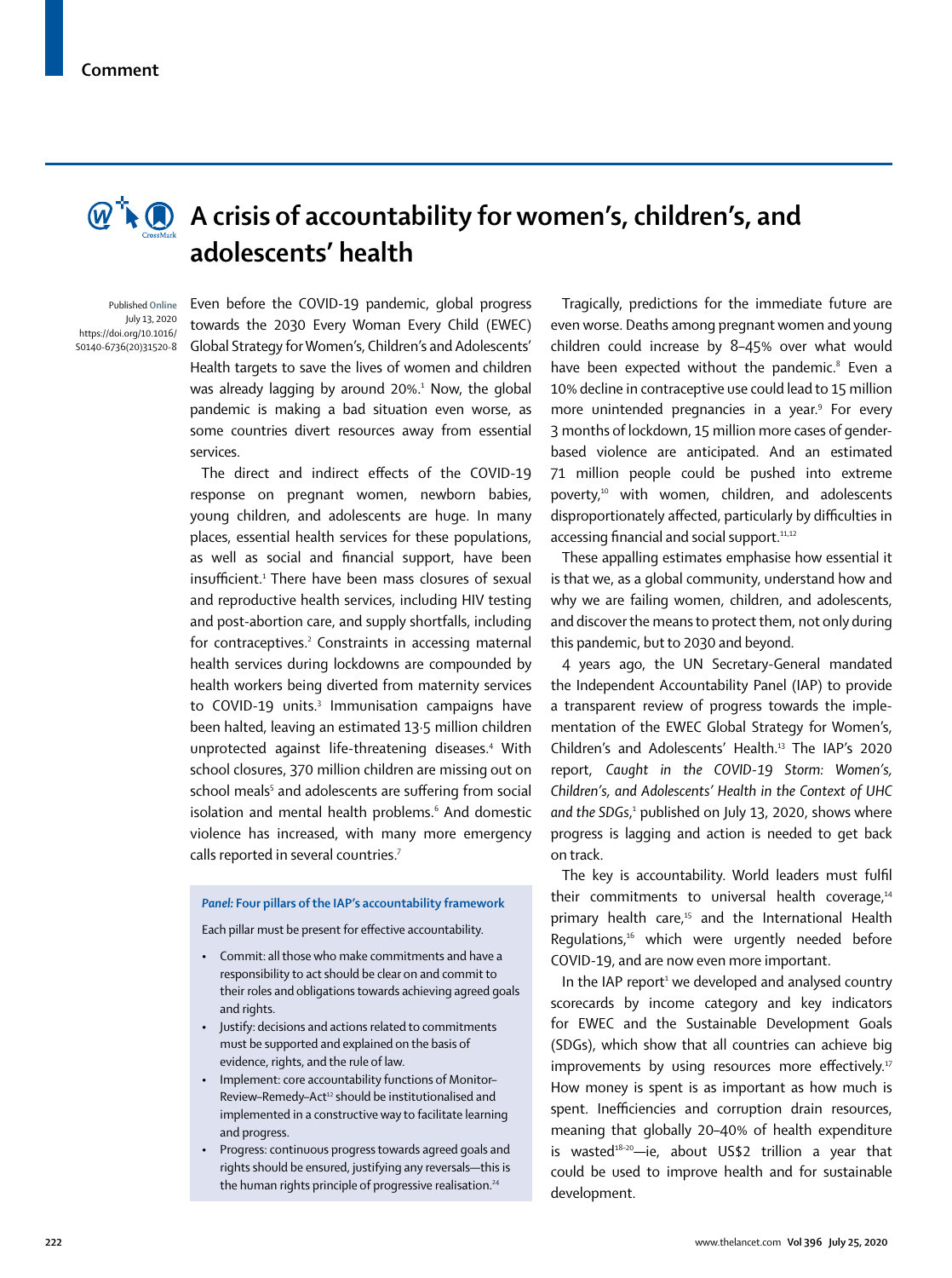# A crisis of accountability for women's, children's, and adolescents' health

Published Online July 13, 2020 https://doi.org/10.1016/S0140-6736(20)31520-8

Even before the COVID-19 pandemic, global progress towards the 2030 Every Woman Every Child (EWEC) Global Strategy for Women's, Children's and Adolescents' Health targets to save the lives of women and children was already lagging by around 20%.[1] Now, the global pandemic is making a bad situation even worse, as some countries divert resources away from essential services.

The direct and indirect effects of the COVID-19 response on pregnant women, newborn babies, young children, and adolescents are huge. In many places, essential health services for these populations, as well as social and financial support, have been insufficient.[1] There have been mass closures of sexual and reproductive health services, including HIV testing and post-abortion care, and supply shortfalls, including for contraceptives.[2] Constraints in accessing maternal health services during lockdowns are compounded by health workers being diverted from maternity services to COVID-19 units.[3] Immunisation campaigns have been halted, leaving an estimated 13·5 million children unprotected against life-threatening diseases.[4] With school closures, 370 million children are missing out on school meals[5] and adolescents are suffering from social isolation and mental health problems.[6] And domestic violence has increased, with many more emergency calls reported in several countries.[7]

**Panel: Four pillars of the IAP's accountability framework**

Each pillar must be present for effective accountability.

- Commit: all those who make commitments and have a responsibility to act should be clear on and commit to their roles and obligations towards achieving agreed goals and rights.
- Justify: decisions and actions related to commitments must be supported and explained on the basis of evidence, rights, and the rule of law.
- Implement: core accountability functions of Monitor–Review–Remedy–Act[12] should be institutionalised and implemented in a constructive way to facilitate learning and progress.
- Progress: continuous progress towards agreed goals and rights should be ensured, justifying any reversals—this is the human rights principle of progressive realisation.[24]

Tragically, predictions for the immediate future are even worse. Deaths among pregnant women and young children could increase by 8–45% over what would have been expected without the pandemic.[8] Even a 10% decline in contraceptive use could lead to 15 million more unintended pregnancies in a year.[9] For every 3 months of lockdown, 15 million more cases of gender-based violence are anticipated. And an estimated 71 million people could be pushed into extreme poverty,[10] with women, children, and adolescents disproportionately affected, particularly by difficulties in accessing financial and social support.[11,12]

These appalling estimates emphasise how essential it is that we, as a global community, understand how and why we are failing women, children, and adolescents, and discover the means to protect them, not only during this pandemic, but to 2030 and beyond.

4 years ago, the UN Secretary-General mandated the Independent Accountability Panel (IAP) to provide a transparent review of progress towards the implementation of the EWEC Global Strategy for Women's, Children's and Adolescents' Health.[13] The IAP's 2020 report, *Caught in the COVID-19 Storm: Women's, Children's, and Adolescents' Health in the Context of UHC and the SDGs*,[1] published on July 13, 2020, shows where progress is lagging and action is needed to get back on track.

The key is accountability. World leaders must fulfil their commitments to universal health coverage,[14] primary health care,[15] and the International Health Regulations,[16] which were urgently needed before COVID-19, and are now even more important.

In the IAP report[1] we developed and analysed country scorecards by income category and key indicators for EWEC and the Sustainable Development Goals (SDGs), which show that all countries can achieve big improvements by using resources more effectively.[17] How money is spent is as important as how much is spent. Inefficiencies and corruption drain resources, meaning that globally 20–40% of health expenditure is wasted[18–20]—ie, about US$2 trillion a year that could be used to improve health and for sustainable development.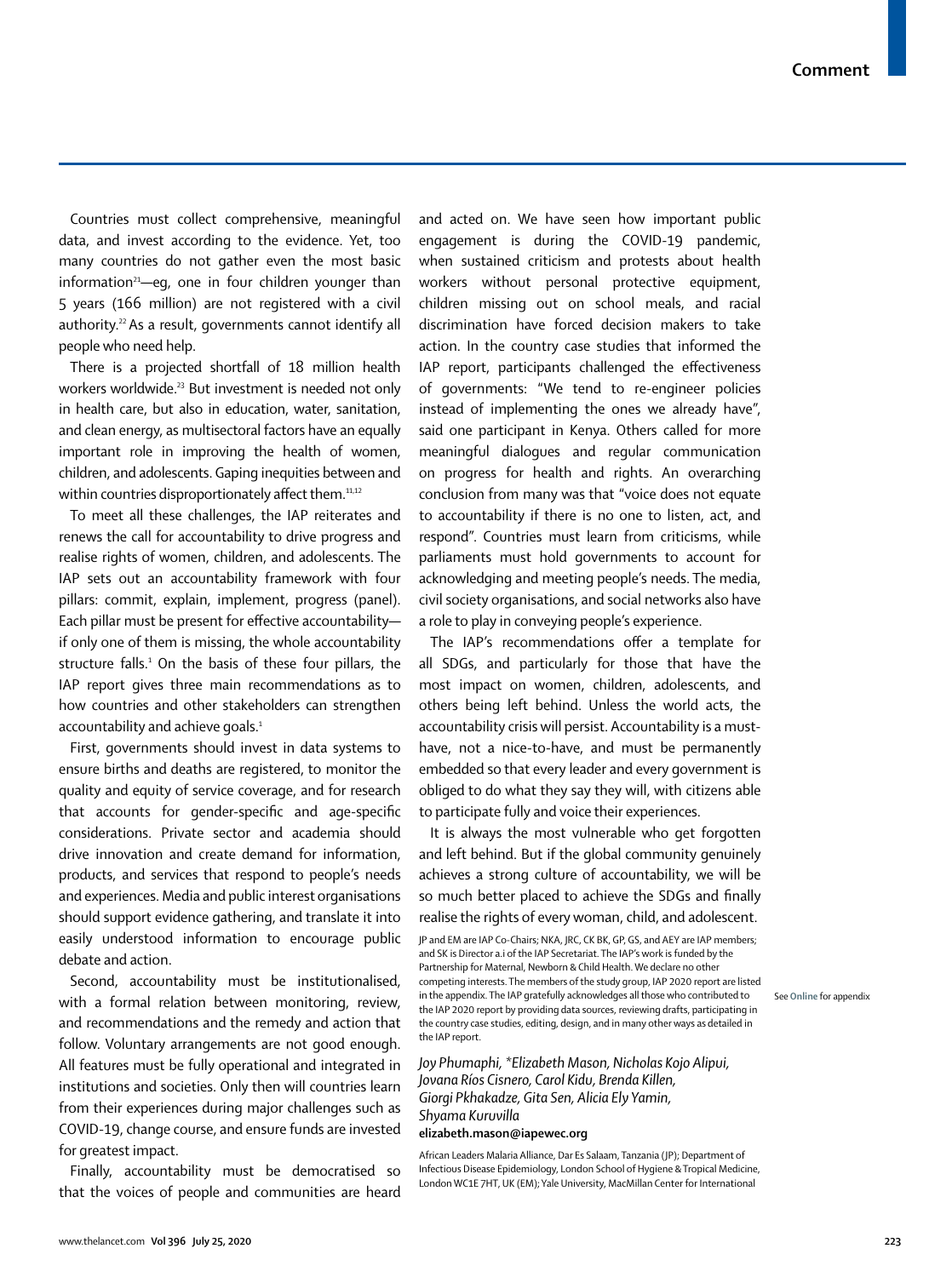Countries must collect comprehensive, meaningful data, and invest according to the evidence. Yet, too many countries do not gather even the most basic information[21]—eg, one in four children younger than 5 years (166 million) are not registered with a civil authority.[22] As a result, governments cannot identify all people who need help.

There is a projected shortfall of 18 million health workers worldwide.[23] But investment is needed not only in health care, but also in education, water, sanitation, and clean energy, as multisectoral factors have an equally important role in improving the health of women, children, and adolescents. Gaping inequities between and within countries disproportionately affect them.[11,12]

To meet all these challenges, the IAP reiterates and renews the call for accountability to drive progress and realise rights of women, children, and adolescents. The IAP sets out an accountability framework with four pillars: commit, explain, implement, progress (panel). Each pillar must be present for effective accountability—if only one of them is missing, the whole accountability structure falls.[1] On the basis of these four pillars, the IAP report gives three main recommendations as to how countries and other stakeholders can strengthen accountability and achieve goals.[1]

First, governments should invest in data systems to ensure births and deaths are registered, to monitor the quality and equity of service coverage, and for research that accounts for gender-specific and age-specific considerations. Private sector and academia should drive innovation and create demand for information, products, and services that respond to people's needs and experiences. Media and public interest organisations should support evidence gathering, and translate it into easily understood information to encourage public debate and action.

Second, accountability must be institutionalised, with a formal relation between monitoring, review, and recommendations and the remedy and action that follow. Voluntary arrangements are not good enough. All features must be fully operational and integrated in institutions and societies. Only then will countries learn from their experiences during major challenges such as COVID-19, change course, and ensure funds are invested for greatest impact.

Finally, accountability must be democratised so that the voices of people and communities are heard and acted on. We have seen how important public engagement is during the COVID-19 pandemic, when sustained criticism and protests about health workers without personal protective equipment, children missing out on school meals, and racial discrimination have forced decision makers to take action. In the country case studies that informed the IAP report, participants challenged the effectiveness of governments: "We tend to re-engineer policies instead of implementing the ones we already have", said one participant in Kenya. Others called for more meaningful dialogues and regular communication on progress for health and rights. An overarching conclusion from many was that "voice does not equate to accountability if there is no one to listen, act, and respond". Countries must learn from criticisms, while parliaments must hold governments to account for acknowledging and meeting people's needs. The media, civil society organisations, and social networks also have a role to play in conveying people's experience.

The IAP's recommendations offer a template for all SDGs, and particularly for those that have the most impact on women, children, adolescents, and others being left behind. Unless the world acts, the accountability crisis will persist. Accountability is a must-have, not a nice-to-have, and must be permanently embedded so that every leader and every government is obliged to do what they say they will, with citizens able to participate fully and voice their experiences.

It is always the most vulnerable who get forgotten and left behind. But if the global community genuinely achieves a strong culture of accountability, we will be so much better placed to achieve the SDGs and finally realise the rights of every woman, child, and adolescent.

JP and EM are IAP Co-Chairs; NKA, JRC, CK BK, GP, GS, and AEY are IAP members; and SK is Director a.i of the IAP Secretariat. The IAP's work is funded by the Partnership for Maternal, Newborn & Child Health. We declare no other competing interests. The members of the study group, IAP 2020 report are listed in the appendix. The IAP gratefully acknowledges all those who contributed to the IAP 2020 report by providing data sources, reviewing drafts, participating in the country case studies, editing, design, and in many other ways as detailed in the IAP report.

See **Online** for appendix

*Joy Phumaphi, \*Elizabeth Mason, Nicholas Kojo Alipui, Jovana Ríos Cisnero, Carol Kidu, Brenda Killen, Giorgi Pkhakadze, Gita Sen, Alicia Ely Yamin, Shyama Kuruvilla*
**elizabeth.mason@iapewec.org**

African Leaders Malaria Alliance, Dar Es Salaam, Tanzania (JP); Department of Infectious Disease Epidemiology, London School of Hygiene & Tropical Medicine, London WC1E 7HT, UK (EM); Yale University, MacMillan Center for International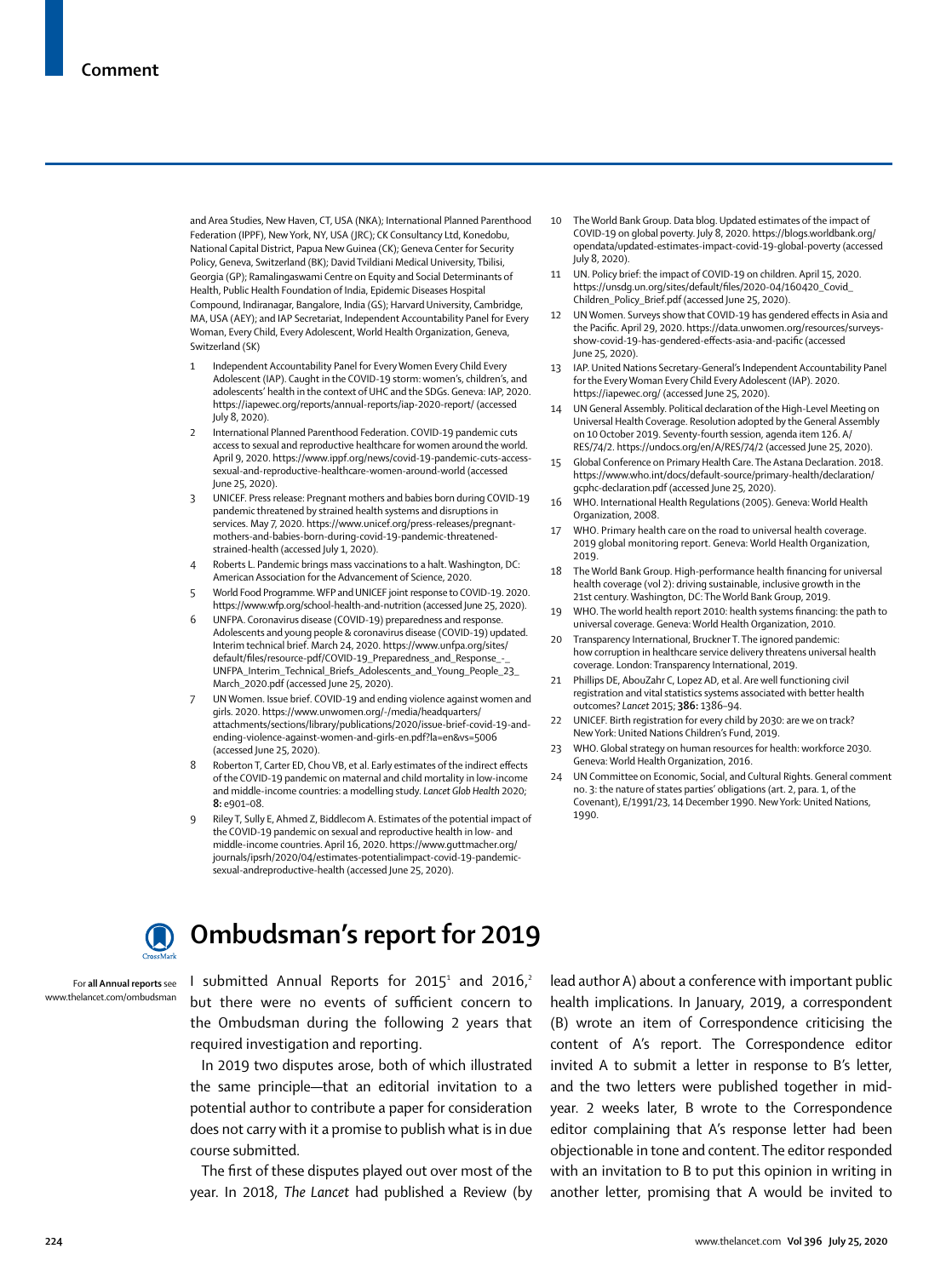and Area Studies, New Haven, CT, USA (NKA); International Planned Parenthood Federation (IPPF), New York, NY, USA (JRC); CK Consultancy Ltd, Konedobu, National Capital District, Papua New Guinea (CK); Geneva Center for Security Policy, Geneva, Switzerland (BK); David Tvildiani Medical University, Tbilisi, Georgia (GP); Ramalingaswami Centre on Equity and Social Determinants of Health, Public Health Foundation of India, Epidemic Diseases Hospital Compound, Indiranagar, Bangalore, India (GS); Harvard University, Cambridge, MA, USA (AEY); and IAP Secretariat, Independent Accountability Panel for Every Woman, Every Child, Every Adolescent, World Health Organization, Geneva, Switzerland (SK)

1. Independent Accountability Panel for Every Women Every Child Every Adolescent (IAP). Caught in the COVID-19 storm: women's, children's, and adolescents' health in the context of UHC and the SDGs. Geneva: IAP, 2020. https://iapewec.org/reports/annual-reports/iap-2020-report/ (accessed July 8, 2020).
2. International Planned Parenthood Federation. COVID-19 pandemic cuts access to sexual and reproductive healthcare for women around the world. April 9, 2020. https://www.ippf.org/news/covid-19-pandemic-cuts-access-sexual-and-reproductive-healthcare-women-around-world (accessed June 25, 2020).
3. UNICEF. Press release: Pregnant mothers and babies born during COVID-19 pandemic threatened by strained health systems and disruptions in services. May 7, 2020. https://www.unicef.org/press-releases/pregnant-mothers-and-babies-born-during-covid-19-pandemic-threatened-strained-health (accessed July 1, 2020).
4. Roberts L. Pandemic brings mass vaccinations to a halt. Washington, DC: American Association for the Advancement of Science, 2020.
5. World Food Programme. WFP and UNICEF joint response to COVID-19. 2020. https://www.wfp.org/school-health-and-nutrition (accessed June 25, 2020).
6. UNFPA. Coronavirus disease (COVID-19) preparedness and response. Adolescents and young people & coronavirus disease (COVID-19) updated. Interim technical brief. March 24, 2020. https://www.unfpa.org/sites/default/files/resource-pdf/COVID-19_Preparedness_and_Response_-_UNFPA_Interim_Technical_Briefs_Adolescents_and_Young_People_23_March_2020.pdf (accessed June 25, 2020).
7. UN Women. Issue brief. COVID-19 and ending violence against women and girls. 2020. https://www.unwomen.org/-/media/headquarters/attachments/sections/library/publications/2020/issue-brief-covid-19-and-ending-violence-against-women-and-girls-en.pdf?la=en&vs=5006 (accessed June 25, 2020).
8. Roberton T, Carter ED, Chou VB, et al. Early estimates of the indirect effects of the COVID-19 pandemic on maternal and child mortality in low-income and middle-income countries: a modelling study. *Lancet Glob Health* 2020; **8:** e901–08.
9. Riley T, Sully E, Ahmed Z, Biddlecom A. Estimates of the potential impact of the COVID-19 pandemic on sexual and reproductive health in low- and middle-income countries. April 16, 2020. https://www.guttmacher.org/journals/ipsrh/2020/04/estimates-potentialimpact-covid-19-pandemic-sexual-andreproductive-health (accessed June 25, 2020).
10. The World Bank Group. Data blog. Updated estimates of the impact of COVID-19 on global poverty. July 8, 2020. https://blogs.worldbank.org/opendata/updated-estimates-impact-covid-19-global-poverty (accessed July 8, 2020).
11. UN. Policy brief: the impact of COVID-19 on children. April 15, 2020. https://unsdg.un.org/sites/default/files/2020-04/160420_Covid_Children_Policy_Brief.pdf (accessed June 25, 2020).
12. UN Women. Surveys show that COVID-19 has gendered effects in Asia and the Pacific. April 29, 2020. https://data.unwomen.org/resources/surveys-show-covid-19-has-gendered-effects-asia-and-pacific (accessed June 25, 2020).
13. IAP. United Nations Secretary-General's Independent Accountability Panel for the Every Woman Every Child Every Adolescent (IAP). 2020. https://iapewec.org/ (accessed June 25, 2020).
14. UN General Assembly. Political declaration of the High-Level Meeting on Universal Health Coverage. Resolution adopted by the General Assembly on 10 October 2019. Seventy-fourth session, agenda item 126. A/RES/74/2. https://undocs.org/en/A/RES/74/2 (accessed June 25, 2020).
15. Global Conference on Primary Health Care. The Astana Declaration. 2018. https://www.who.int/docs/default-source/primary-health/declaration/gcphc-declaration.pdf (accessed June 25, 2020).
16. WHO. International Health Regulations (2005). Geneva: World Health Organization, 2008.
17. WHO. Primary health care on the road to universal health coverage. 2019 global monitoring report. Geneva: World Health Organization, 2019.
18. The World Bank Group. High-performance health financing for universal health coverage (vol 2): driving sustainable, inclusive growth in the 21st century. Washington, DC: The World Bank Group, 2019.
19. WHO. The world health report 2010: health systems financing: the path to universal coverage. Geneva: World Health Organization, 2010.
20. Transparency International, Bruckner T. The ignored pandemic: how corruption in healthcare service delivery threatens universal health coverage. London: Transparency International, 2019.
21. Phillips DE, AbouZahr C, Lopez AD, et al. Are well functioning civil registration and vital statistics systems associated with better health outcomes? *Lancet* 2015; **386:** 1386–94.
22. UNICEF. Birth registration for every child by 2030: are we on track? New York: United Nations Children's Fund, 2019.
23. WHO. Global strategy on human resources for health: workforce 2030. Geneva: World Health Organization, 2016.
24. UN Committee on Economic, Social, and Cultural Rights. General comment no. 3: the nature of states parties' obligations (art. 2, para. 1, of the Covenant), E/1991/23, 14 December 1990. New York: United Nations, 1990.

# Ombudsman's report for 2019

For **all Annual reports** see www.thelancet.com/ombudsman

I submitted Annual Reports for 2015[1] and 2016,[2] but there were no events of sufficient concern to the Ombudsman during the following 2 years that required investigation and reporting.

In 2019 two disputes arose, both of which illustrated the same principle—that an editorial invitation to a potential author to contribute a paper for consideration does not carry with it a promise to publish what is in due course submitted.

The first of these disputes played out over most of the year. In 2018, *The Lancet* had published a Review (by lead author A) about a conference with important public health implications. In January, 2019, a correspondent (B) wrote an item of Correspondence criticising the content of A's report. The Correspondence editor invited A to submit a letter in response to B's letter, and the two letters were published together in mid-year. 2 weeks later, B wrote to the Correspondence editor complaining that A's response letter had been objectionable in tone and content. The editor responded with an invitation to B to put this opinion in writing in another letter, promising that A would be invited to